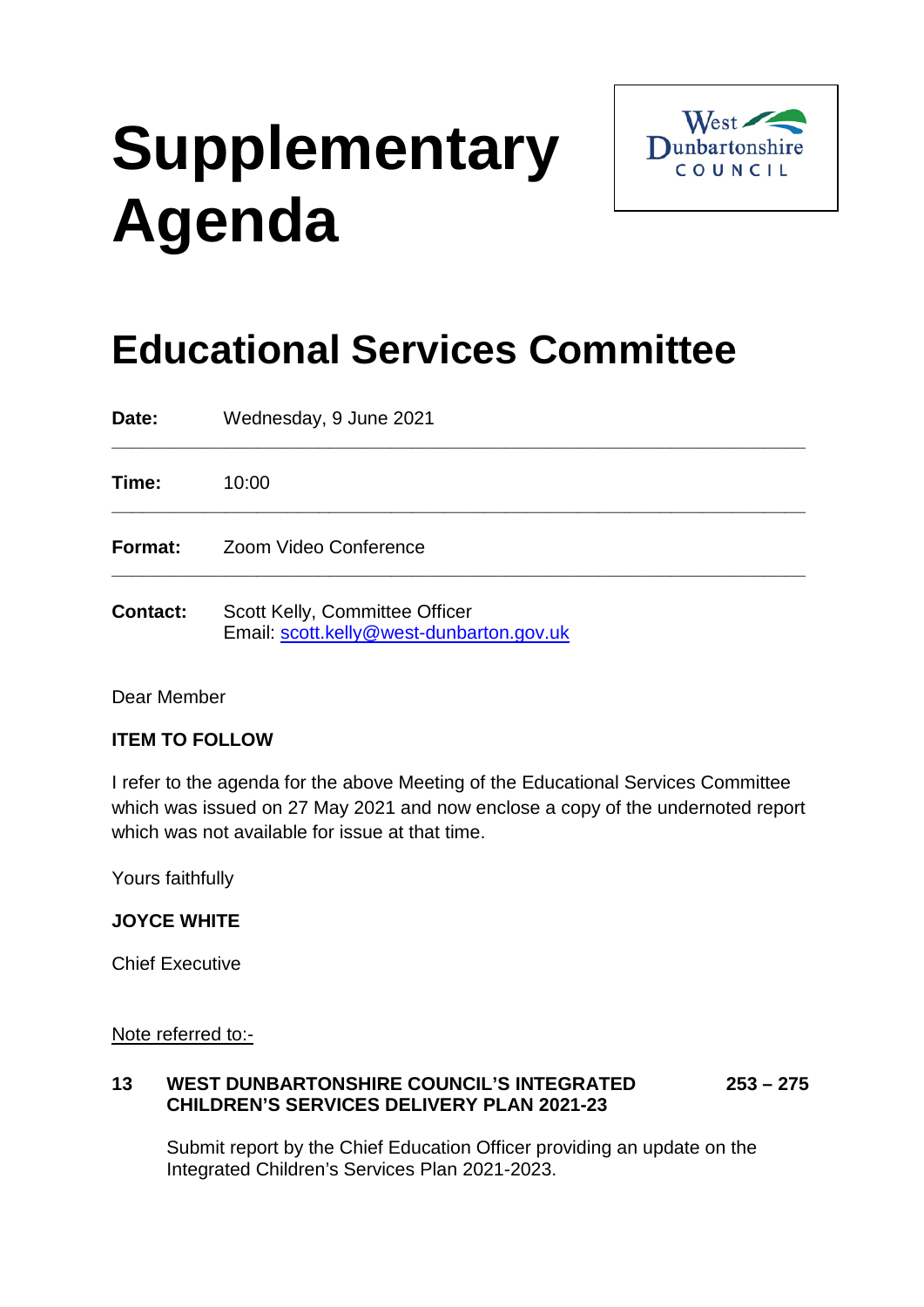# Supplementary Agenda

West Dunbartonshire COUNCIL

## Educational Services Committee

**Date:** Wednesday, 9 June 2021

**Time:** 10:00

**Format:** Zoom Video Conference

**Contact:** Scott Kelly, Committee Officer
Email: scott.kelly@west-dunbarton.gov.uk

Dear Member

**ITEM TO FOLLOW**

I refer to the agenda for the above Meeting of the Educational Services Committee which was issued on 27 May 2021 and now enclose a copy of the undernoted report which was not available for issue at that time.

Yours faithfully

**JOYCE WHITE**

Chief Executive

Note referred to:-

**13 WEST DUNBARTONSHIRE COUNCIL'S INTEGRATED CHILDREN'S SERVICES DELIVERY PLAN 2021-23** **253 – 275**

Submit report by the Chief Education Officer providing an update on the Integrated Children's Services Plan 2021-2023.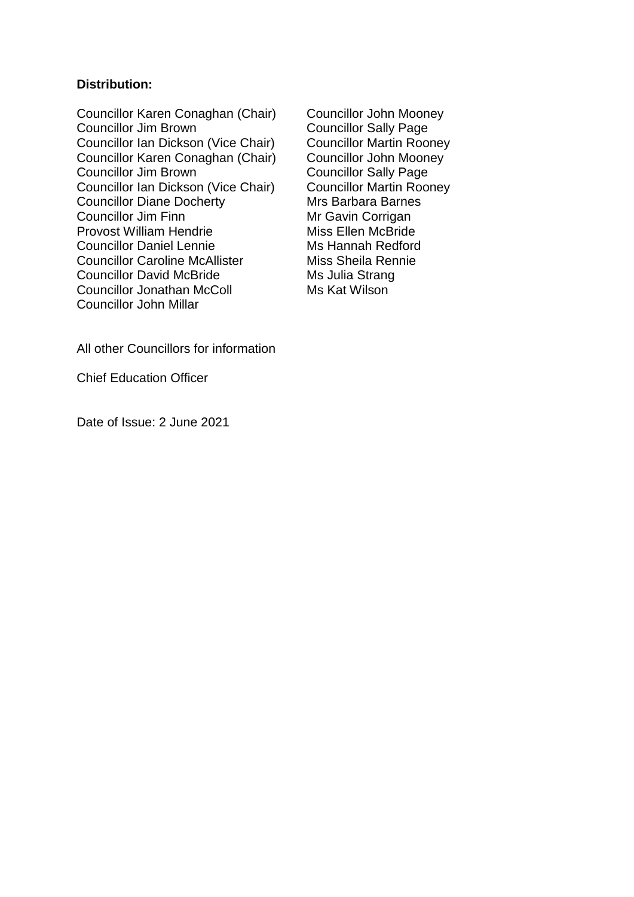**Distribution:**

Councillor Karen Conaghan (Chair)
Councillor Jim Brown
Councillor Ian Dickson (Vice Chair)
Councillor Karen Conaghan (Chair)
Councillor Jim Brown
Councillor Ian Dickson (Vice Chair)
Councillor Diane Docherty
Councillor Jim Finn
Provost William Hendrie
Councillor Daniel Lennie
Councillor Caroline McAllister
Councillor David McBride
Councillor Jonathan McColl
Councillor John Millar
Councillor John Mooney
Councillor Sally Page
Councillor Martin Rooney
Councillor John Mooney
Councillor Sally Page
Councillor Martin Rooney
Mrs Barbara Barnes
Mr Gavin Corrigan
Miss Ellen McBride
Ms Hannah Redford
Miss Sheila Rennie
Ms Julia Strang
Ms Kat Wilson

All other Councillors for information

Chief Education Officer

Date of Issue: 2 June 2021